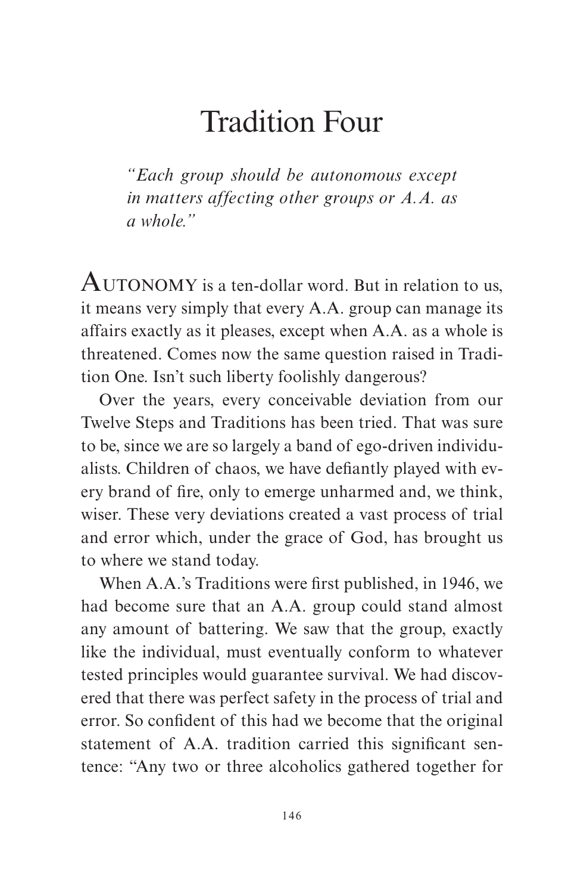# Tradition Four

*"Each group should be autonomous except in matters affecting other groups or A.A. as a whole."*

AUTONOMY is a ten-dollar word. But in relation to us, it means very simply that every A.A. group can manage its affairs exactly as it pleases, except when A.A. as a whole is threatened. Comes now the same question raised in Tradition One. Isn't such liberty foolishly dangerous?

Over the years, every conceivable deviation from our Twelve Steps and Traditions has been tried. That was sure to be, since we are so largely a band of ego-driven individualists. Children of chaos, we have defiantly played with every brand of fire, only to emerge unharmed and, we think, wiser. These very deviations created a vast process of trial and error which, under the grace of God, has brought us to where we stand today.

When A.A.'s Traditions were first published, in 1946, we had become sure that an A.A. group could stand almost any amount of battering. We saw that the group, exactly like the individual, must eventually conform to whatever tested principles would guarantee survival. We had discovered that there was perfect safety in the process of trial and error. So confident of this had we become that the original statement of A.A. tradition carried this significant sentence: "Any two or three alcoholics gathered together for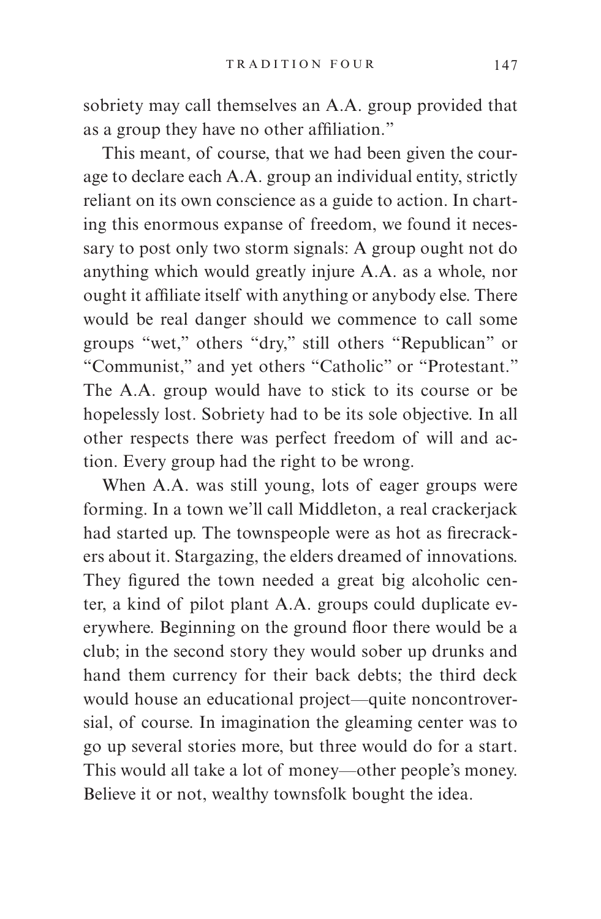sobriety may call themselves an A.A. group provided that as a group they have no other affiliation."

This meant, of course, that we had been given the courage to declare each A.A. group an individual entity, strictly reliant on its own conscience as a guide to action. In charting this enormous expanse of freedom, we found it necessary to post only two storm signals: A group ought not do anything which would greatly injure A.A. as a whole, nor ought it affiliate itself with anything or anybody else. There would be real danger should we commence to call some groups "wet," others "dry," still others "Republican" or "Communist," and yet others "Catholic" or "Protestant." The A.A. group would have to stick to its course or be hopelessly lost. Sobriety had to be its sole objective. In all other respects there was perfect freedom of will and action. Every group had the right to be wrong.

When A.A. was still young, lots of eager groups were forming. In a town we'll call Middleton, a real crackerjack had started up. The townspeople were as hot as firecrackers about it. Stargazing, the elders dreamed of innovations. They figured the town needed a great big alcoholic center, a kind of pilot plant A.A. groups could duplicate everywhere. Beginning on the ground floor there would be a club; in the second story they would sober up drunks and hand them currency for their back debts; the third deck would house an educational project—quite noncontroversial, of course. In imagination the gleaming center was to go up several stories more, but three would do for a start. This would all take a lot of money—other people's money. Believe it or not, wealthy townsfolk bought the idea.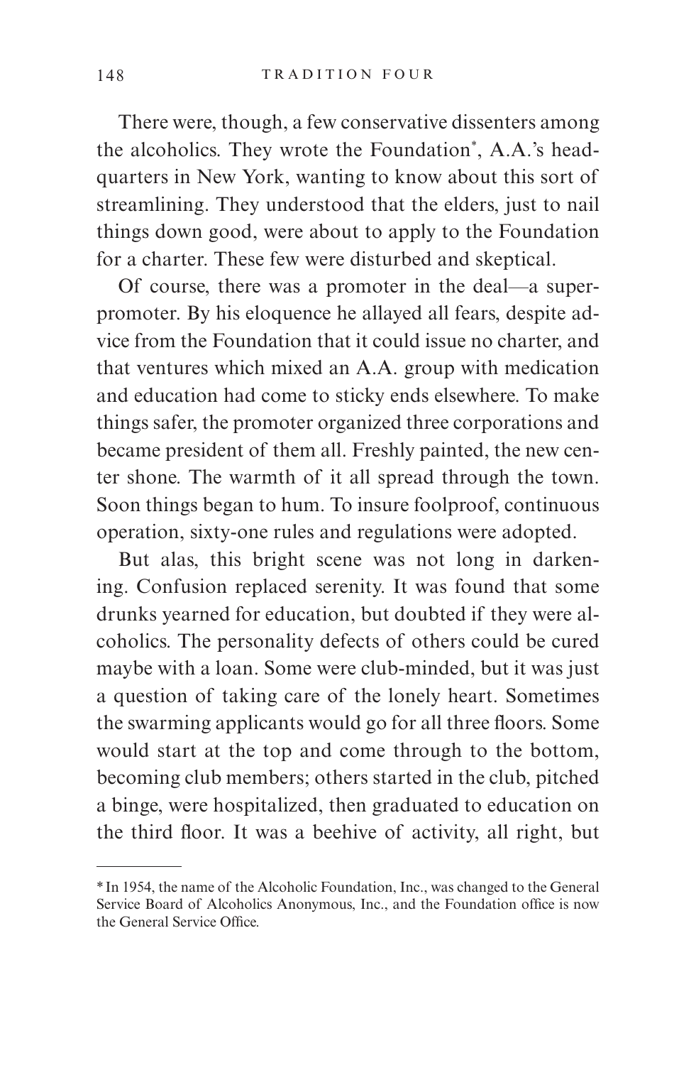There were, though, a few conservative dissenters among the alcoholics. They wrote the Foundation*, A.A.'s headquarters in New York, wanting to know about this sort of streamlining. They understood that the elders, just to nail things down good, were about to apply to the Foundation for a charter. These few were disturbed and skeptical.

Of course, there was a promoter in the deal—a super-promoter. By his eloquence he allayed all fears, despite advice from the Foundation that it could issue no charter, and that ventures which mixed an A.A. group with medication and education had come to sticky ends elsewhere. To make things safer, the promoter organized three corporations and became president of them all. Freshly painted, the new center shone. The warmth of it all spread through the town. Soon things began to hum. To insure foolproof, continuous operation, sixty-one rules and regulations were adopted.

But alas, this bright scene was not long in darkening. Confusion replaced serenity. It was found that some drunks yearned for education, but doubted if they were alcoholics. The personality defects of others could be cured maybe with a loan. Some were club-minded, but it was just a question of taking care of the lonely heart. Sometimes the swarming applicants would go for all three floors. Some would start at the top and come through to the bottom, becoming club members; others started in the club, pitched a binge, were hospitalized, then graduated to education on the third floor. It was a beehive of activity, all right, but

---

* In 1954, the name of the Alcoholic Foundation, Inc., was changed to the General Service Board of Alcoholics Anonymous, Inc., and the Foundation office is now the General Service Office.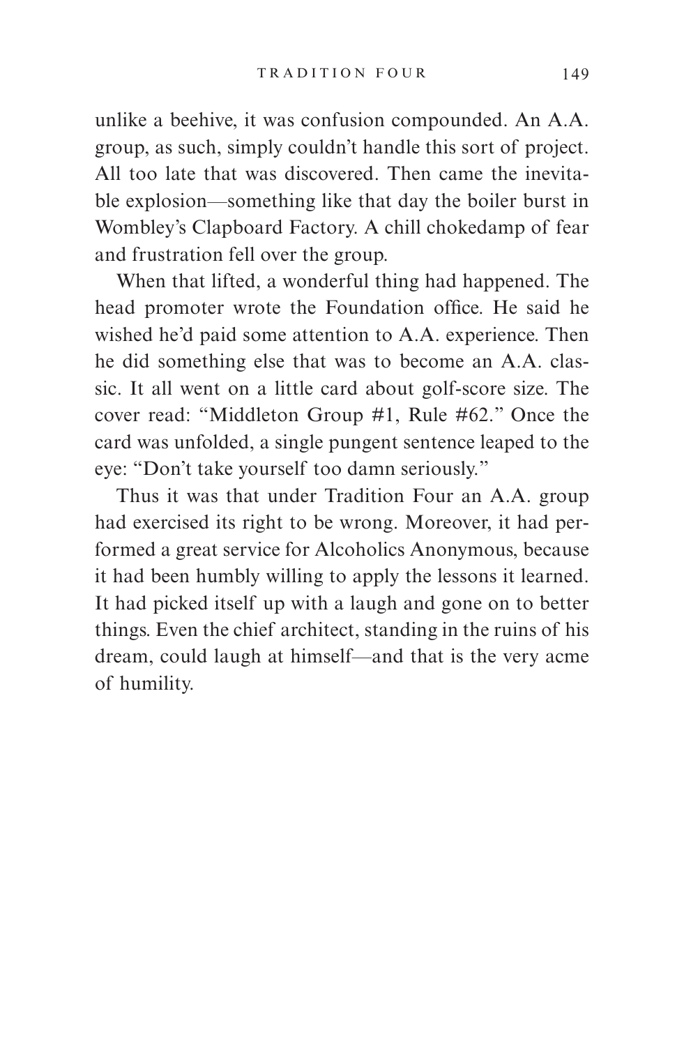unlike a beehive, it was confusion compounded. An A.A. group, as such, simply couldn't handle this sort of project. All too late that was discovered. Then came the inevitable explosion—something like that day the boiler burst in Wombley's Clapboard Factory. A chill chokedamp of fear and frustration fell over the group.

When that lifted, a wonderful thing had happened. The head promoter wrote the Foundation office. He said he wished he'd paid some attention to A.A. experience. Then he did something else that was to become an A.A. classic. It all went on a little card about golf-score size. The cover read: "Middleton Group #1, Rule #62." Once the card was unfolded, a single pungent sentence leaped to the eye: "Don't take yourself too damn seriously."

Thus it was that under Tradition Four an A.A. group had exercised its right to be wrong. Moreover, it had performed a great service for Alcoholics Anonymous, because it had been humbly willing to apply the lessons it learned. It had picked itself up with a laugh and gone on to better things. Even the chief architect, standing in the ruins of his dream, could laugh at himself—and that is the very acme of humility.